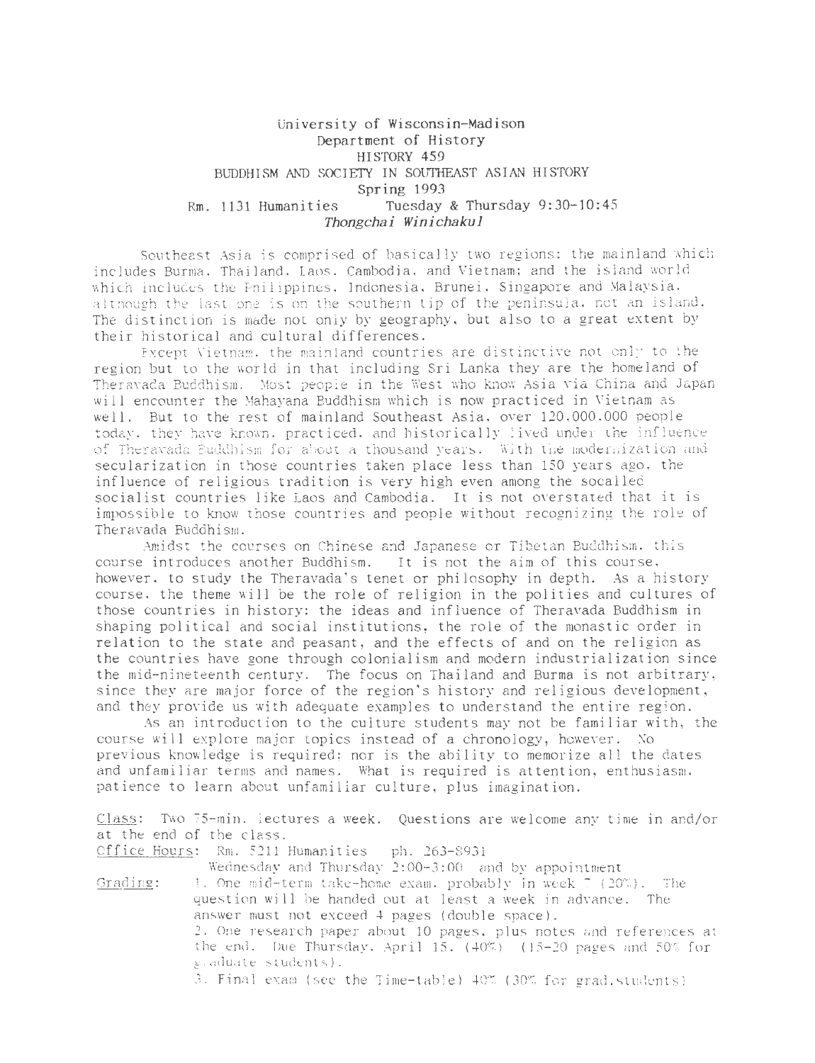University of Wisconsin-Madison
Department of History
HISTORY 459
BUDDHISM AND SOCIETY IN SOUTHEAST ASIAN HISTORY
Spring 1993
Rm. 1131 Humanities Tuesday & Thursday 9:30-10:45
*Thongchai Winichakul*

Southeast Asia is comprised of basically two regions: the mainland which includes Burma, Thailand, Laos, Cambodia, and Vietnam; and the island world which includes the Philippines, Indonesia, Brunei, Singapore and Malaysia, although the last one is on the southern tip of the peninsula, not an island. The distinction is made not only by geography, but also to a great extent by their historical and cultural differences.

Except Vietnam, the mainland countries are distinctive not only to the region but to the world in that including Sri Lanka they are the homeland of Theravada Buddhism. Most people in the West who know Asia via China and Japan will encounter the Mahayana Buddhism which is now practiced in Vietnam as well. But to the rest of mainland Southeast Asia, over 120,000,000 people today, they have known, practiced, and historically lived under the influence of Theravada Buddhism for about a thousand years. With the modernization and secularization in those countries taken place less than 150 years ago, the influence of religious tradition is very high even among the socalled socialist countries like Laos and Cambodia. It is not overstated that it is impossible to know those countries and people without recognizing the role of Theravada Buddhism.

Amidst the courses on Chinese and Japanese or Tibetan Buddhism, this course introduces another Buddhism. It is not the aim of this course, however, to study the Theravada's tenet or philosophy in depth. As a history course, the theme will be the role of religion in the polities and cultures of those countries in history: the ideas and influence of Theravada Buddhism in shaping political and social institutions, the role of the monastic order in relation to the state and peasant, and the effects of and on the religion as the countries have gone through colonialism and modern industrialization since the mid-nineteenth century. The focus on Thailand and Burma is not arbitrary, since they are major force of the region's history and religious development, and they provide us with adequate examples to understand the entire region.

As an introduction to the culture students may not be familiar with, the course will explore major topics instead of a chronology, however. No previous knowledge is required; nor is the ability to memorize all the dates and unfamiliar terms and names. What is required is attention, enthusiasm, patience to learn about unfamiliar culture, plus imagination.

Class: Two 75-min. lectures a week. Questions are welcome any time in and/or at the end of the class.

Office Hours: Rm. 5211 Humanities ph. 263-8931
Wednesday and Thursday 2:00-3:00 and by appointment

Grading:
1. One mid-term take-home exam, probably in week 7 (20%). The question will be handed out at least a week in advance. The answer must not exceed 4 pages (double space).
2. One research paper about 10 pages, plus notes and references at the end. Due Thursday, April 15. (40%) (15-20 pages and 50% for graduate students).
3. Final exam (see the Time-table) 40% (30% for grad.students)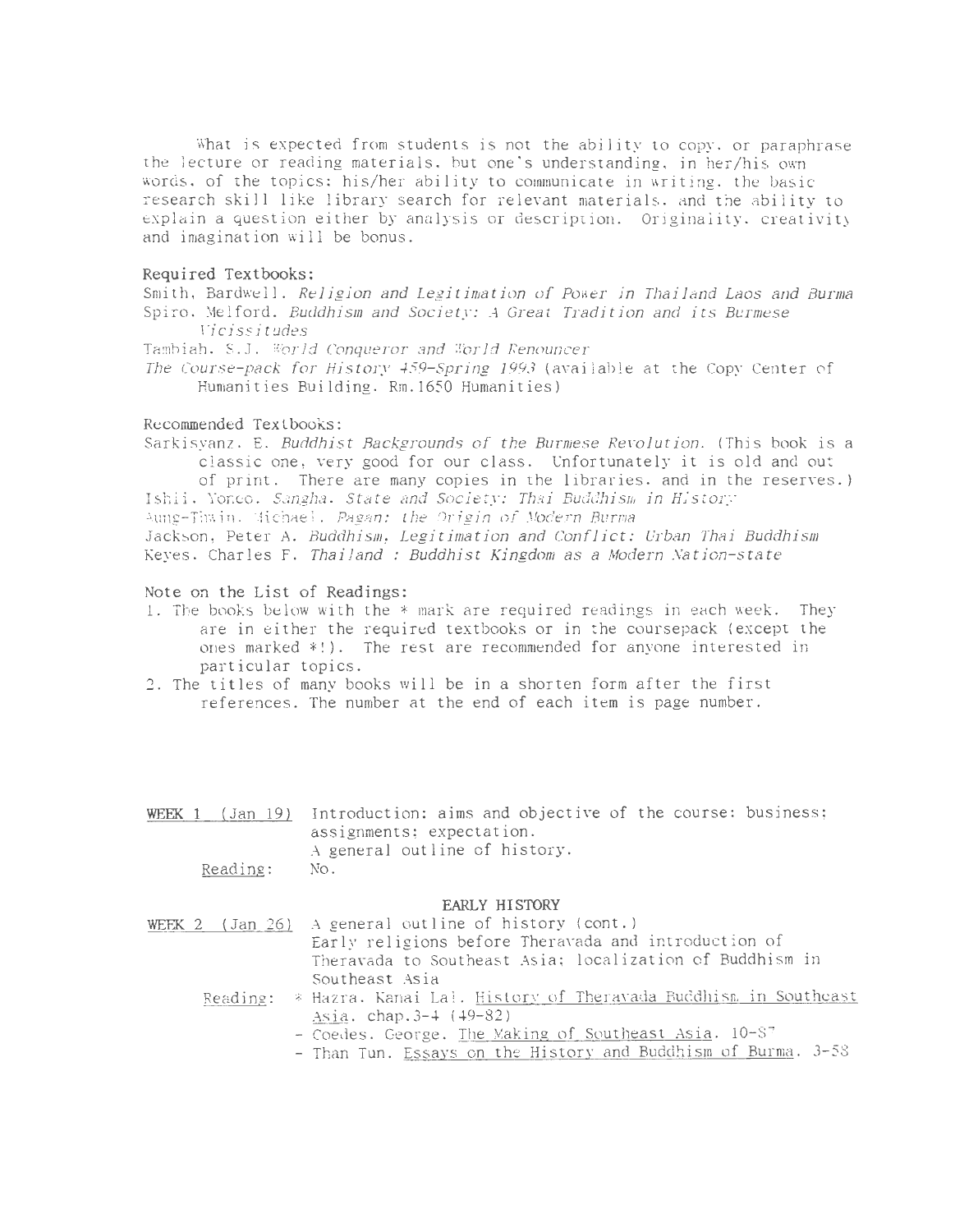What is expected from students is not the ability to copy, or paraphrase the lecture or reading materials, but one's understanding, in her/his own words, of the topics; his/her ability to communicate in writing, the basic research skill like library search for relevant materials, and the ability to explain a question either by analysis or description. Originality, creativity and imagination will be bonus.

## Required Textbooks:

Smith, Bardwell. *Religion and Legitimation of Power in Thailand Laos and Burma*
Spiro, Melford. *Buddhism and Society: A Great Tradition and its Burmese Vicissitudes*
Tambiah, S.J. *World Conqueror and World Renouncer*
*The Course-pack for History 459-Spring 1993* (available at the Copy Center of Humanities Building, Rm.1650 Humanities)

## Recommended Textbooks:

Sarkisyanz, E. *Buddhist Backgrounds of the Burmese Revolution*. (This book is a classic one, very good for our class. Unfortunately it is old and out of print. There are many copies in the libraries, and in the reserves.)
Ishii, Yoneo. *Sangha, State and Society: Thai Buddhism in History*
Aung-Thwin, Michael. *Pagan: the Origin of Modern Burma*
Jackson, Peter A. *Buddhism, Legitimation and Conflict: Urban Thai Buddhism*
Keyes, Charles F. *Thailand : Buddhist Kingdom as a Modern Nation-state*

## Note on the List of Readings:

1. The books below with the * mark are required readings in each week. They are in either the required textbooks or in the coursepack (except the ones marked *!). The rest are recommended for anyone interested in particular topics.
2. The titles of many books will be in a shorten form after the first references. The number at the end of each item is page number.

<u>WEEK 1</u> <u>(Jan 19)</u> Introduction: aims and objective of the course: business; assignments; expectation.
A general outline of history.
<u>Reading</u>: No.

### EARLY HISTORY

<u>WEEK 2</u> <u>(Jan 26)</u> A general outline of history (cont.)
Early religions before Theravada and introduction of Theravada to Southeast Asia; localization of Buddhism in Southeast Asia

<u>Reading</u>:
* Hazra, Kanai Lal. <u>History of Theravada Buddhism in Southeast Asia</u>, chap.3-4 (49-82)
- Coedes, George. <u>The Making of Southeast Asia</u>. 10-87
- Than Tun. <u>Essays on the History and Buddhism of Burma</u>. 3-58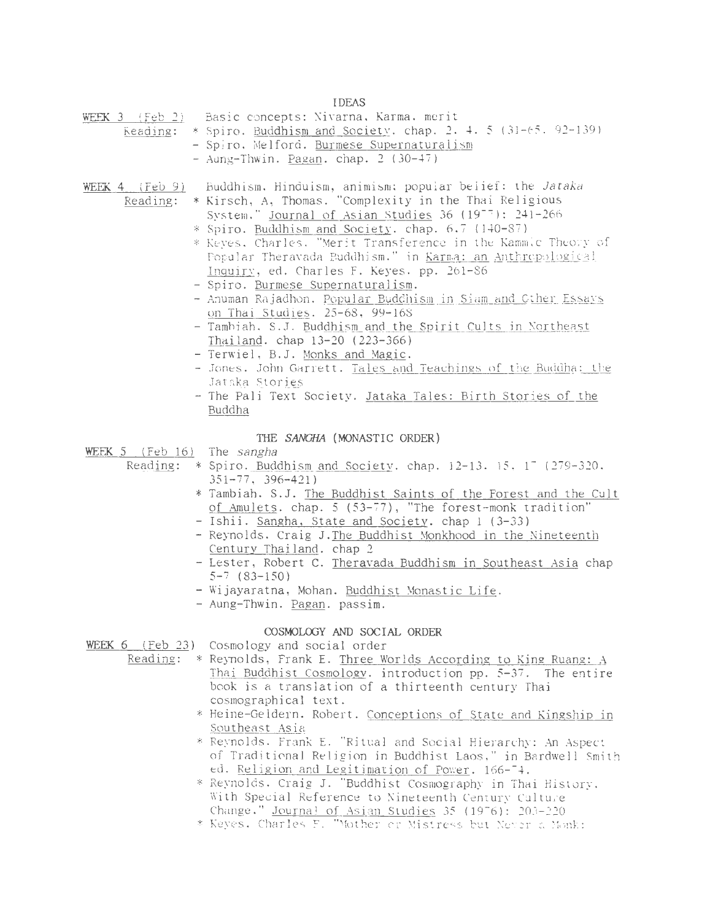## IDEAS

**WEEK 3** (Feb 2) Basic concepts: Nivarna, Karma, merit

Reading:
- * Spiro. Buddhism and Society. chap. 2. 4. 5 (31-65. 92-139)
- - Spiro. Melford. Burmese Supernaturalism
- - Aung-Thwin. Pagan. chap. 2 (30-47)

**WEEK 4** (Feb 9) Buddhism, Hinduism, animism; popular belief: the *Jataka*

Reading:
- * Kirsch, A, Thomas. "Complexity in the Thai Religious System." Journal of Asian Studies 36 (1977): 241-266
- * Spiro. Buddhism and Society. chap. 6.7 (140-87)
- * Keyes. Charles. "Merit Transference in the Kammic Theory of Popular Theravada Buddhism." in Karma: an Anthropological Inquiry, ed. Charles F. Keyes. pp. 261-86
- - Spiro. Burmese Supernaturalism.
- - Anuman Rajadhon. Popular Buddhism in Siam and Other Essays on Thai Studies. 25-68, 99-168
- - Tambiah. S.J. Buddhism and the Spirit Cults in Northeast Thailand. chap 13-20 (223-366)
- - Terwiel, B.J. Monks and Magic.
- - Jones. John Garrett. Tales and Teachings of the Buddha: the Jataka Stories
- - The Pali Text Society. Jataka Tales: Birth Stories of the Buddha

## THE *SANGHA* (MONASTIC ORDER)

**WEEK 5** (Feb 16) The *sangha*

Reading:
- * Spiro. Buddhism and Society. chap. 12-13. 15. 17 (279-320. 351-77, 396-421)
- * Tambiah. S.J. The Buddhist Saints of the Forest and the Cult of Amulets. chap. 5 (53-77), "The forest-monk tradition"
- - Ishii. Sangha, State and Society. chap 1 (3-33)
- - Reynolds. Craig J. The Buddhist Monkhood in the Nineteenth Century Thailand. chap 2
- - Lester, Robert C. Theravada Buddhism in Southeast Asia chap 5-7 (83-150)
- - Wijayaratna, Mohan. Buddhist Monastic Life.
- - Aung-Thwin. Pagan. passim.

## COSMOLOGY AND SOCIAL ORDER

**WEEK 6** (Feb 23) Cosmology and social order

Reading:
- * Reynolds, Frank E. Three Worlds According to King Ruang: A Thai Buddhist Cosmology. introduction pp. 5-37. The entire book is a translation of a thirteenth century Thai cosmographical text.
- * Heine-Geldern. Robert. Conceptions of State and Kingship in Southeast Asia
- * Reynolds. Frank E. "Ritual and Social Hierarchy: An Aspect of Traditional Religion in Buddhist Laos," in Bardwell Smith ed. Religion and Legitimation of Power. 166-74.
- * Reynolds. Craig J. "Buddhist Cosmography in Thai History. With Special Reference to Nineteenth Century Culture Change." Journal of Asian Studies 35 (1976): 203-220
- * Keyes. Charles F. "Mother or Mistress but Never a Monk: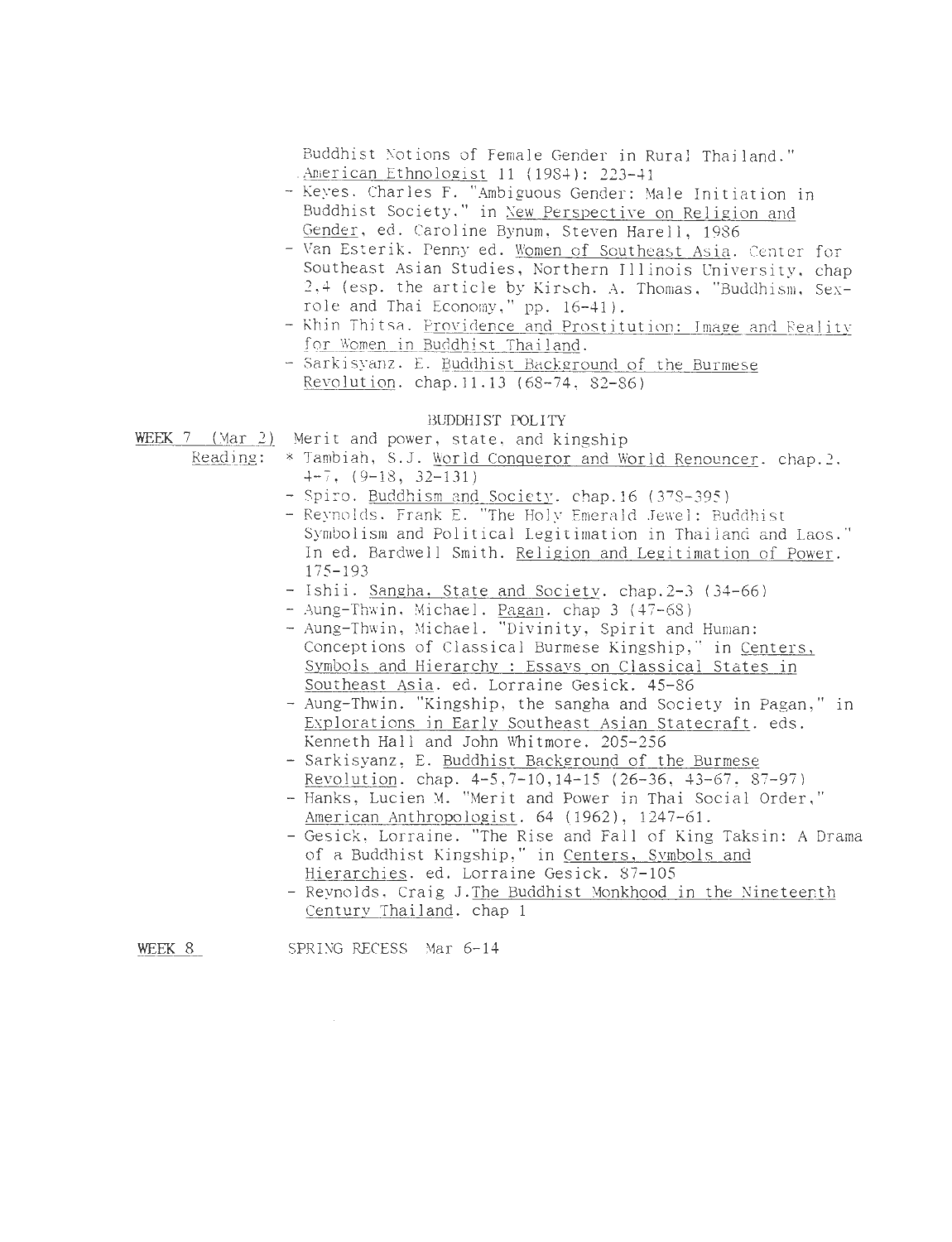Buddhist Notions of Female Gender in Rural Thailand." American Ethnologist 11 (1984): 223-41

- Keyes. Charles F. "Ambiguous Gender: Male Initiation in Buddhist Society." in New Perspective on Religion and Gender, ed. Caroline Bynum, Steven Harell, 1986
- Van Esterik. Penny ed. Women of Southeast Asia. Center for Southeast Asian Studies, Northern Illinois University. chap 2,4 (esp. the article by Kirsch. A. Thomas. "Buddhism, Sex-role and Thai Economy," pp. 16-41).
- Khin Thitsa. Providence and Prostitution: Image and Reality for Women in Buddhist Thailand.
- Sarkisyanz. E. Buddhist Background of the Burmese Revolution. chap.11.13 (68-74, 82-86)

## BUDDHIST POLITY

**WEEK 7** (Mar 2) Merit and power, state, and kingship

Reading:

* Tambiah, S.J. World Conqueror and World Renouncer. chap.2. 4-7, (9-18, 32-131)
- Spiro. Buddhism and Society. chap.16 (378-395)
- Reynolds. Frank E. "The Holy Emerald Jewel: Buddhist Symbolism and Political Legitimation in Thailand and Laos." In ed. Bardwell Smith. Religion and Legitimation of Power. 175-193
- Ishii. Sangha, State and Society. chap.2-3 (34-66)
- Aung-Thwin. Michael. Pagan. chap 3 (47-68)
- Aung-Thwin, Michael. "Divinity, Spirit and Human: Conceptions of Classical Burmese Kingship," in Centers, Symbols and Hierarchy : Essays on Classical States in Southeast Asia. ed. Lorraine Gesick. 45-86
- Aung-Thwin. "Kingship, the sangha and Society in Pagan," in Explorations in Early Southeast Asian Statecraft. eds. Kenneth Hall and John Whitmore. 205-256
- Sarkisyanz, E. Buddhist Background of the Burmese Revolution. chap. 4-5,7-10,14-15 (26-36, 43-67, 87-97)
- Hanks, Lucien M. "Merit and Power in Thai Social Order," American Anthropologist. 64 (1962), 1247-61.
- Gesick, Lorraine. "The Rise and Fall of King Taksin: A Drama of a Buddhist Kingship," in Centers, Symbols and Hierarchies. ed. Lorraine Gesick. 87-105
- Reynolds, Craig J.The Buddhist Monkhood in the Nineteenth Century Thailand. chap 1

**WEEK 8** SPRING RECESS Mar 6-14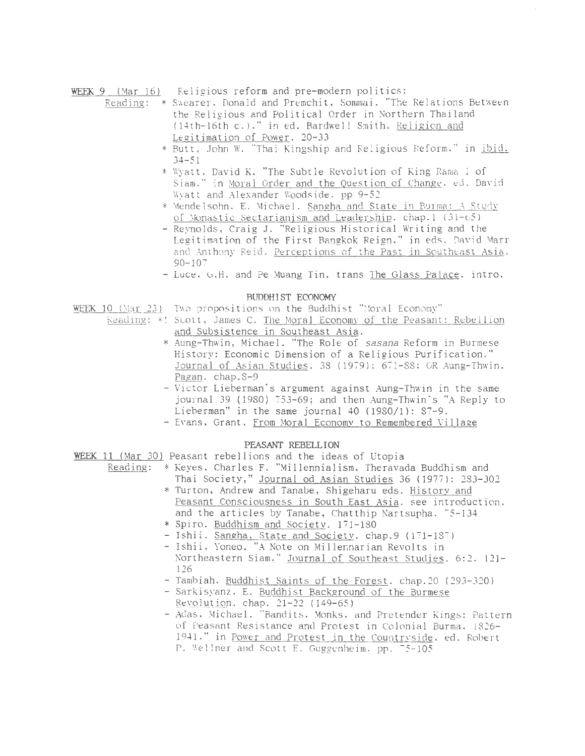**WEEK 9 (Mar 16)** Religious reform and pre-modern politics:

Reading:
* * Swearer, Donald and Premchit, Sommai. "The Relations Between the Religious and Political Order in Northern Thailand (14th-16th c.)." in ed. Bardwell Smith. Religion and Legitimation of Power. 20-33
* * Butt, John W. "Thai Kingship and Religious Reform." in ibid. 34-51
* * Wyatt, David K. "The Subtle Revolution of King Rama I of Siam." in Moral Order and the Question of Change. ed. David Wyatt and Alexander Woodside. pp 9-52
* * Mendelsohn, E. Michael. Sangha and State in Burma: A Study of Monastic Sectarianism and Leadership. chap.1 (31-65)
* - Reynolds, Craig J. "Religious Historical Writing and the Legitimation of the First Bangkok Reign." in eds. David Marr and Anthony Reid. Perceptions of the Past in Southeast Asia. 90-107
* - Luce, G.H. and Pe Muang Tin. trans The Glass Palace. intro.

## BUDDHIST ECONOMY

**WEEK 10 (Mar 23)** Two propositions on the Buddhist "Moral Economy"

Reading:
* *! Scott, James C. The Moral Economy of the Peasant: Rebellion and Subsistence in Southeast Asia.
* * Aung-Thwin, Michael. "The Role of *sasana* Reform in Burmese History: Economic Dimension of a Religious Purification." Journal of Asian Studies. 38 (1979): 671-88; OR Aung-Thwin. Pagan. chap.8-9
* - Victor Lieberman's argument against Aung-Thwin in the same journal 39 (1980) 753-69; and then Aung-Thwin's "A Reply to Lieberman" in the same journal 40 (1980/1): 87-9.
* - Evans, Grant. From Moral Economy to Remembered Village

## PEASANT REBELLION

**WEEK 11 (Mar 30)** Peasant rebellions and the ideas of Utopia

Reading:
* * Keyes, Charles F. "Millennialism, Theravada Buddhism and Thai Society," Journal od Asian Studies 36 (1977): 283-302
* * Turton, Andrew and Tanabe, Shigeharu eds. History and Peasant Consciousness in South East Asia. see introduction, and the articles by Tanabe, Chatthip Nartsupha. 75-134
* * Spiro. Buddhism and Society. 171-180
* - Ishii. Sangha, State and Society. chap.9 (171-187)
* - Ishii, Yoneo. "A Note on Millennarian Revolts in Northeastern Siam." Journal of Southeast Studies. 6:2. 121-126
* - Tambiah. Buddhist Saints of the Forest. chap.20 (293-320)
* - Sarkisyanz, E. Buddhist Background of the Burmese Revolution. chap. 21-22 (149-65)
* - Adas, Michael. "Bandits, Monks, and Pretender Kings: Pattern of Peasant Resistance and Protest in Colonial Burma, 1826-1941." in Power and Protest in the Countryside. ed. Robert P. Wellner and Scott E. Guggenheim. pp. 75-105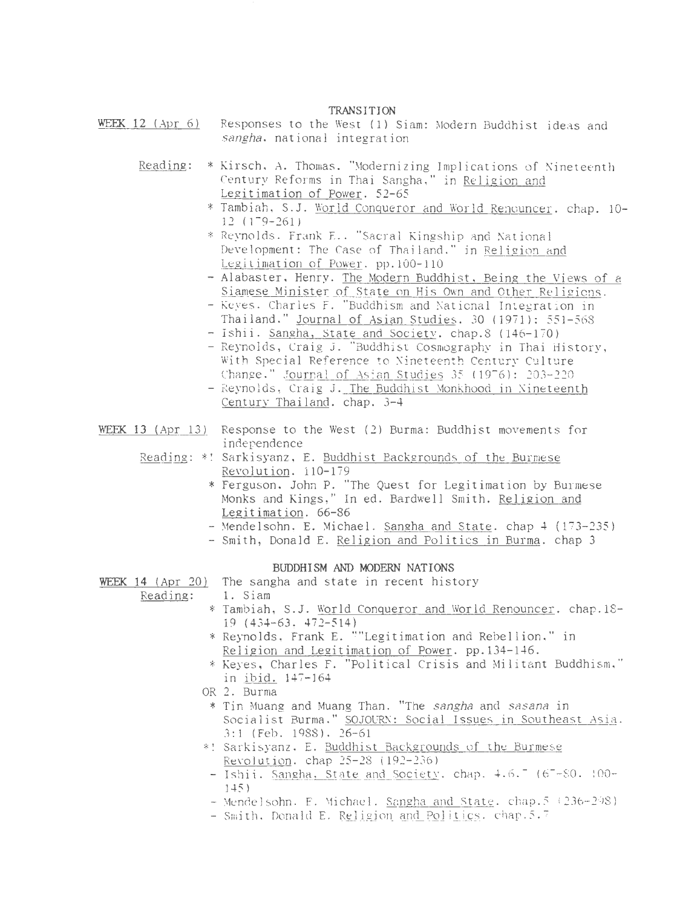## TRANSITION

<u>WEEK 12 (Apr 6)</u> Responses to the West (1) Siam: Modern Buddhist ideas and *sangha*. national integration

<u>Reading</u>:
* Kirsch, A. Thomas. "Modernizing Implications of Nineteenth Century Reforms in Thai Sangha," in <u>Religion and Legitimation of Power</u>. 52-65
* Tambiah, S.J. <u>World Conqueror and World Renouncer</u>. chap. 10-12 (179-261)
* Reynolds. Frank E.. "Sacral Kingship and National Development: The Case of Thailand." in <u>Religion and Legitimation of Power</u>. pp.100-110
- Alabaster, Henry. <u>The Modern Buddhist, Being the Views of a Siamese Minister of State on His Own and Other Religions</u>.
- Keyes. Charles F. "Buddhism and National Integration in Thailand." <u>Journal of Asian Studies</u>. 30 (1971): 551-568
- Ishii. <u>Sangha, State and Society</u>. chap.8 (146-170)
- Reynolds, Craig J. "Buddhist Cosmography in Thai History, With Special Reference to Nineteenth Century Culture Change." <u>Journal of Asian Studies</u> 35 (1976): 203-220
- Reynolds, Craig J. <u>The Buddhist Monkhood in Nineteenth Century Thailand</u>. chap. 3-4

<u>WEEK 13 (Apr 13)</u> Response to the West (2) Burma: Buddhist movements for independence

<u>Reading</u>:
*! Sarkisyanz, E. <u>Buddhist Backgrounds of the Burmese Revolution</u>. 110-179
* Ferguson. John P. "The Quest for Legitimation by Burmese Monks and Kings," In ed. Bardwell Smith. <u>Religion and Legitimation</u>. 66-86
- Mendelsohn. E. Michael. <u>Sangha and State</u>. chap 4 (173-235)
- Smith, Donald E. <u>Religion and Politics in Burma</u>. chap 3

## BUDDHISM AND MODERN NATIONS

<u>WEEK 14 (Apr 20)</u> The sangha and state in recent history

<u>Reading</u>: 1. Siam
* Tambiah, S.J. <u>World Conqueror and World Renouncer</u>. chap.18-19 (434-63. 472-514)
* Reynolds, Frank E. ""Legitimation and Rebellion." in <u>Religion and Legitimation of Power</u>. pp.134-146.
* Keyes, Charles F. "Political Crisis and Militant Buddhism," in <u>ibid.</u> 147-164

OR 2. Burma
* Tin Muang and Muang Than. "The *sangha* and *sasana* in Socialist Burma." <u>SOJOURN: Social Issues in Southeast Asia</u>. 3:1 (Feb. 1988). 26-61
*! Sarkisyanz. E. <u>Buddhist Backgrounds of the Burmese Revolution</u>. chap 25-28 (192-236)
- Ishii. <u>Sangha, State and Society</u>. chap. 4.6.7 (67-80. 100-145)
- Mendelsohn. E. Michael. <u>Sangha and State</u>. chap.5 (236-298)
- Smith. Donald E. <u>Religion and Politics</u>. chap.5.7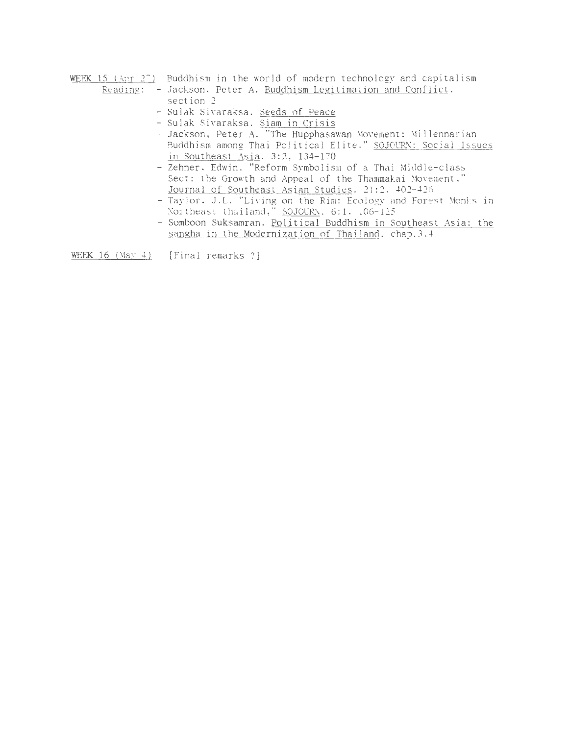<u>WEEK 15 (Apr 27)</u> Buddhism in the world of modern technology and capitalism

<u>Reading</u>:
- Jackson, Peter A. <u>Buddhism Legitimation and Conflict</u>. section 2
- Sulak Sivaraksa. <u>Seeds of Peace</u>
- Sulak Sivaraksa. <u>Siam in Crisis</u>
- Jackson, Peter A. "The Hupphasawan Movement: Millennarian Buddhism among Thai Political Elite." <u>SOJOURN: Social Issues in Southeast Asia</u>. 3:2, 134-170
- Zehner, Edwin. "Reform Symbolism of a Thai Middle-class Sect: the Growth and Appeal of the Thammakai Movement." <u>Journal of Southeast Asian Studies</u>. 21:2. 402-426
- Taylor, J.L. "Living on the Rim: Ecology and Forest Monks in Northeast thailand." <u>SOJOURN</u>. 6:1. 106-125
- Somboon Suksamran. <u>Political Buddhism in Southeast Asia: the sangha in the Modernization of Thailand</u>. chap.3.4

<u>WEEK 16 (May 4)</u> [Final remarks ?]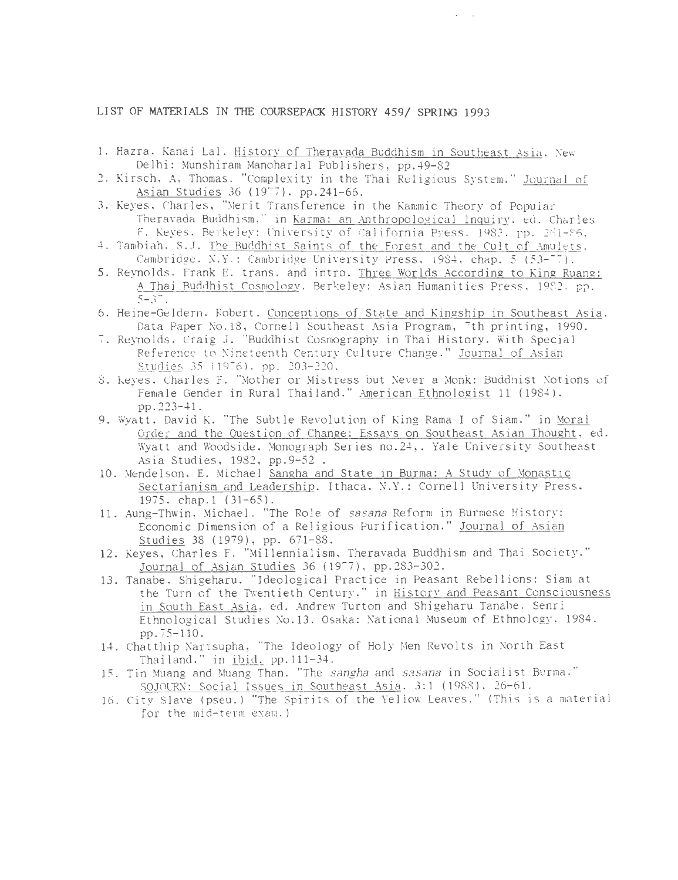LIST OF MATERIALS IN THE COURSEPACK HISTORY 459/ SPRING 1993

1. Hazra, Kanai Lal. History of Theravada Buddhism in Southeast Asia. New Delhi: Munshiram Manoharlal Publishers, pp.49-82
2. Kirsch, A. Thomas. "Complexity in the Thai Religious System," Journal of Asian Studies 36 (1977). pp.241-66.
3. Keyes, Charles, "Merit Transference in the Kammic Theory of Popular Theravada Buddhism," in Karma: an Anthropological Inquiry, ed. Charles F. Keyes. Berkeley: University of California Press. 1983. pp. 261-86.
4. Tambiah, S.J. The Buddhist Saints of the Forest and the Cult of Amulets. Cambridge, N.Y.: Cambridge University Press, 1984, chap. 5 (53-77).
5. Reynolds, Frank E. trans. and intro. Three Worlds According to King Ruang: A Thai Buddhist Cosmology. Berkeley: Asian Humanities Press, 1982. pp. 5-37.
6. Heine-Geldern, Robert. Conceptions of State and Kingship in Southeast Asia. Data Paper No.18, Cornell Southeast Asia Program, 7th printing, 1990.
7. Reynolds, Craig J. "Buddhist Cosmography in Thai History, With Special Reference to Nineteenth Century Culture Change." Journal of Asian Studies 35 (1976). pp. 203-220.
8. Keyes, Charles F. "Mother or Mistress but Never a Monk: Buddhist Notions of Female Gender in Rural Thailand." American Ethnologist 11 (1984). pp.223-41.
9. Wyatt, David K. "The Subtle Revolution of King Rama I of Siam," in Moral Order and the Question of Change: Essays on Southeast Asian Thought, ed. Wyatt and Woodside, Monograph Series no.24,. Yale University Southeast Asia Studies, 1982, pp.9-52 .
10. Mendelson, E. Michael Sangha and State in Burma: A Study of Monastic Sectarianism and Leadership. Ithaca, N.Y.: Cornell University Press, 1975. chap.1 (31-65).
11. Aung-Thwin, Michael. "The Role of *sasana* Reform in Burmese History: Economic Dimension of a Religious Purification." Journal of Asian Studies 38 (1979), pp. 671-88.
12. Keyes, Charles F. "Millennialism, Theravada Buddhism and Thai Society," Journal of Asian Studies 36 (1977), pp.283-302.
13. Tanabe, Shigeharu. "Ideological Practice in Peasant Rebellions: Siam at the Turn of the Twentieth Century," in History and Peasant Consciousness in South East Asia, ed. Andrew Turton and Shigeharu Tanabe. Senri Ethnological Studies No.13. Osaka: National Museum of Ethnology. 1984. pp.75-110.
14. Chatthip Nartsupha, "The Ideology of Holy Men Revolts in North East Thailand," in ibid. pp.111-34.
15. Tin Muang and Muang Than. "The *sangha* and *sasana* in Socialist Burma." SOJOURN: Social Issues in Southeast Asia. 3:1 (1988). 26-61.
16. City Slave (pseu.) "The Spirits of the Yellow Leaves." (This is a material for the mid-term exam.)